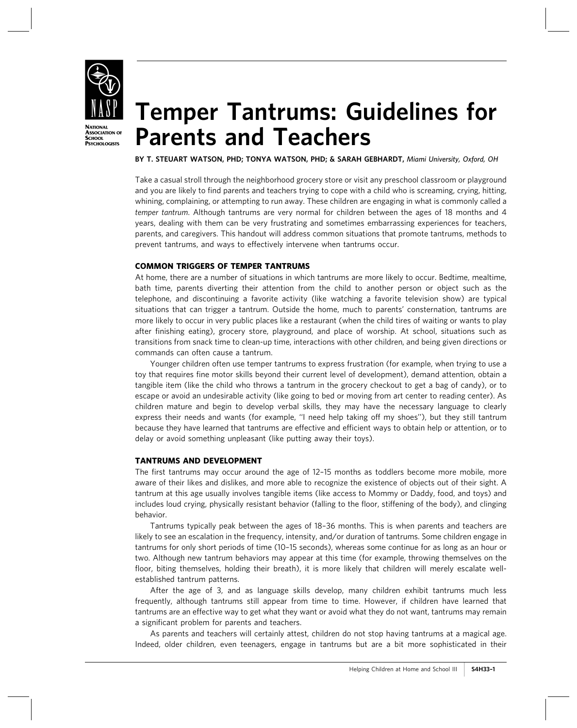# Temper Tantrums: Guidelines for Parents and Teachers

**BY T. STEUART WATSON, PHD; TONYA WATSON, PHD; & SARAH GEBHARDT,** *Miami University, Oxford, OH*

Take a casual stroll through the neighborhood grocery store or visit any preschool classroom or playground and you are likely to find parents and teachers trying to cope with a child who is screaming, crying, hitting, whining, complaining, or attempting to run away. These children are engaging in what is commonly called a *temper tantrum*. Although tantrums are very normal for children between the ages of 18 months and 4 years, dealing with them can be very frustrating and sometimes embarrassing experiences for teachers, parents, and caregivers. This handout will address common situations that promote tantrums, methods to prevent tantrums, and ways to effectively intervene when tantrums occur.

## COMMON TRIGGERS OF TEMPER TANTRUMS

At home, there are a number of situations in which tantrums are more likely to occur. Bedtime, mealtime, bath time, parents diverting their attention from the child to another person or object such as the telephone, and discontinuing a favorite activity (like watching a favorite television show) are typical situations that can trigger a tantrum. Outside the home, much to parents' consternation, tantrums are more likely to occur in very public places like a restaurant (when the child tires of waiting or wants to play after finishing eating), grocery store, playground, and place of worship. At school, situations such as transitions from snack time to clean-up time, interactions with other children, and being given directions or commands can often cause a tantrum.

Younger children often use temper tantrums to express frustration (for example, when trying to use a toy that requires fine motor skills beyond their current level of development), demand attention, obtain a tangible item (like the child who throws a tantrum in the grocery checkout to get a bag of candy), or to escape or avoid an undesirable activity (like going to bed or moving from art center to reading center). As children mature and begin to develop verbal skills, they may have the necessary language to clearly express their needs and wants (for example, "I need help taking off my shoes"), but they still tantrum because they have learned that tantrums are effective and efficient ways to obtain help or attention, or to delay or avoid something unpleasant (like putting away their toys).

## TANTRUMS AND DEVELOPMENT

The first tantrums may occur around the age of 12–15 months as toddlers become more mobile, more aware of their likes and dislikes, and more able to recognize the existence of objects out of their sight. A tantrum at this age usually involves tangible items (like access to Mommy or Daddy, food, and toys) and includes loud crying, physically resistant behavior (falling to the floor, stiffening of the body), and clinging behavior.

Tantrums typically peak between the ages of 18–36 months. This is when parents and teachers are likely to see an escalation in the frequency, intensity, and/or duration of tantrums. Some children engage in tantrums for only short periods of time (10–15 seconds), whereas some continue for as long as an hour or two. Although new tantrum behaviors may appear at this time (for example, throwing themselves on the floor, biting themselves, holding their breath), it is more likely that children will merely escalate well-established tantrum patterns.

After the age of 3, and as language skills develop, many children exhibit tantrums much less frequently, although tantrums still appear from time to time. However, if children have learned that tantrums are an effective way to get what they want or avoid what they do not want, tantrums may remain a significant problem for parents and teachers.

As parents and teachers will certainly attest, children do not stop having tantrums at a magical age. Indeed, older children, even teenagers, engage in tantrums but are a bit more sophisticated in their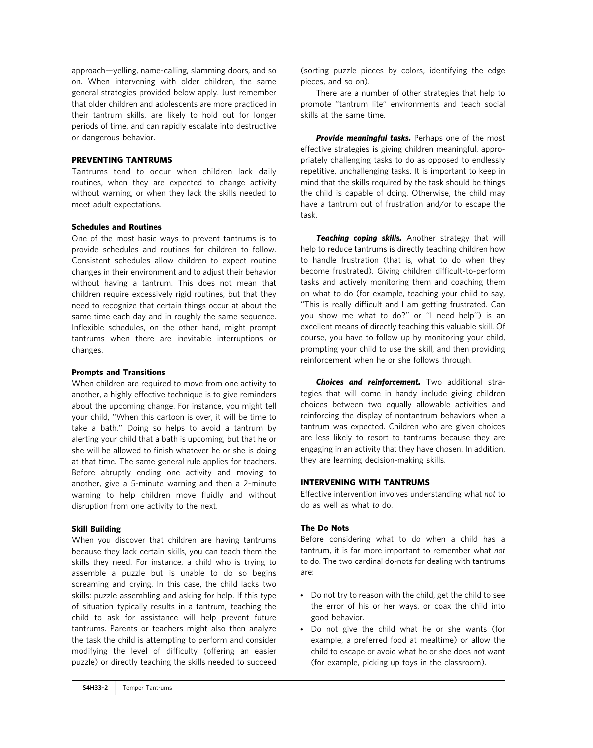approach—yelling, name-calling, slamming doors, and so on. When intervening with older children, the same general strategies provided below apply. Just remember that older children and adolescents are more practiced in their tantrum skills, are likely to hold out for longer periods of time, and can rapidly escalate into destructive or dangerous behavior.

## PREVENTING TANTRUMS

Tantrums tend to occur when children lack daily routines, when they are expected to change activity without warning, or when they lack the skills needed to meet adult expectations.

### Schedules and Routines

One of the most basic ways to prevent tantrums is to provide schedules and routines for children to follow. Consistent schedules allow children to expect routine changes in their environment and to adjust their behavior without having a tantrum. This does not mean that children require excessively rigid routines, but that they need to recognize that certain things occur at about the same time each day and in roughly the same sequence. Inflexible schedules, on the other hand, might prompt tantrums when there are inevitable interruptions or changes.

### Prompts and Transitions

When children are required to move from one activity to another, a highly effective technique is to give reminders about the upcoming change. For instance, you might tell your child, "When this cartoon is over, it will be time to take a bath." Doing so helps to avoid a tantrum by alerting your child that a bath is upcoming, but that he or she will be allowed to finish whatever he or she is doing at that time. The same general rule applies for teachers. Before abruptly ending one activity and moving to another, give a 5-minute warning and then a 2-minute warning to help children move fluidly and without disruption from one activity to the next.

### Skill Building

When you discover that children are having tantrums because they lack certain skills, you can teach them the skills they need. For instance, a child who is trying to assemble a puzzle but is unable to do so begins screaming and crying. In this case, the child lacks two skills: puzzle assembling and asking for help. If this type of situation typically results in a tantrum, teaching the child to ask for assistance will help prevent future tantrums. Parents or teachers might also then analyze the task the child is attempting to perform and consider modifying the level of difficulty (offering an easier puzzle) or directly teaching the skills needed to succeed (sorting puzzle pieces by colors, identifying the edge pieces, and so on).

There are a number of other strategies that help to promote "tantrum lite" environments and teach social skills at the same time.

***Provide meaningful tasks.*** Perhaps one of the most effective strategies is giving children meaningful, appropriately challenging tasks to do as opposed to endlessly repetitive, unchallenging tasks. It is important to keep in mind that the skills required by the task should be things the child is capable of doing. Otherwise, the child may have a tantrum out of frustration and/or to escape the task.

***Teaching coping skills.*** Another strategy that will help to reduce tantrums is directly teaching children how to handle frustration (that is, what to do when they become frustrated). Giving children difficult-to-perform tasks and actively monitoring them and coaching them on what to do (for example, teaching your child to say, "This is really difficult and I am getting frustrated. Can you show me what to do?" or "I need help") is an excellent means of directly teaching this valuable skill. Of course, you have to follow up by monitoring your child, prompting your child to use the skill, and then providing reinforcement when he or she follows through.

***Choices and reinforcement.*** Two additional strategies that will come in handy include giving children choices between two equally allowable activities and reinforcing the display of nontantrum behaviors when a tantrum was expected. Children who are given choices are less likely to resort to tantrums because they are engaging in an activity that they have chosen. In addition, they are learning decision-making skills.

## INTERVENING WITH TANTRUMS

Effective intervention involves understanding what *not* to do as well as what *to* do.

### The Do Nots

Before considering what to do when a child has a tantrum, it is far more important to remember what *not* to do. The two cardinal do-nots for dealing with tantrums are:

- Do not try to reason with the child, get the child to see the error of his or her ways, or coax the child into good behavior.
- Do not give the child what he or she wants (for example, a preferred food at mealtime) or allow the child to escape or avoid what he or she does not want (for example, picking up toys in the classroom).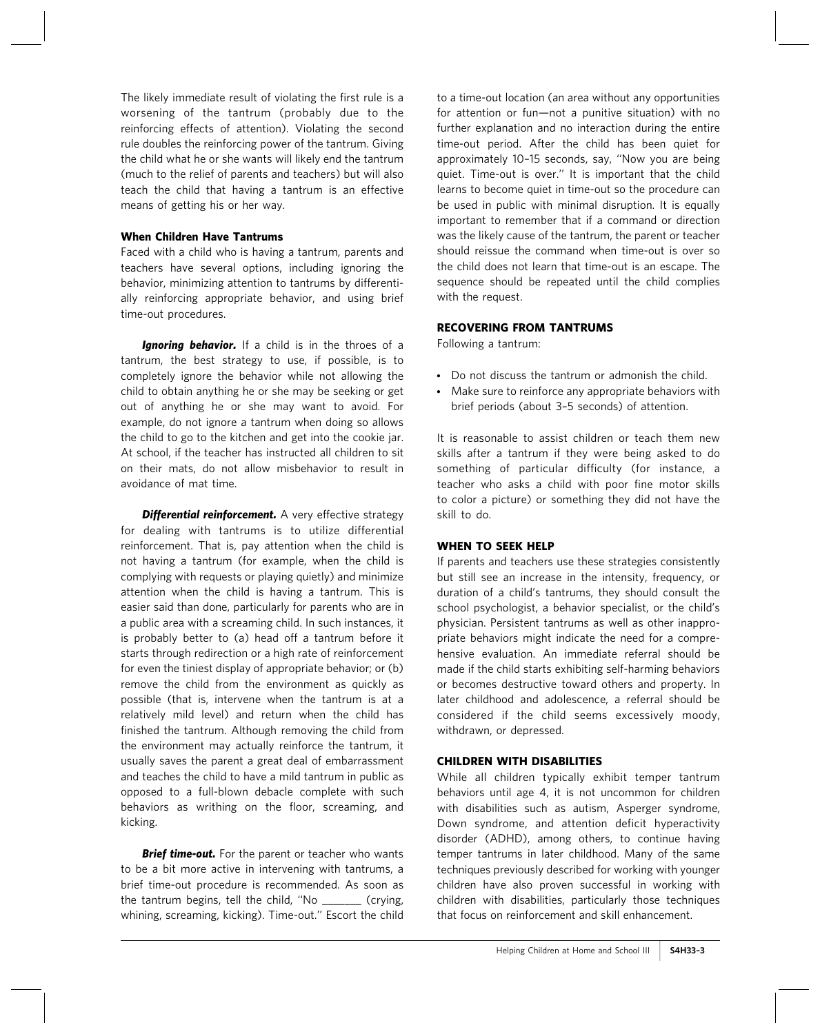The likely immediate result of violating the first rule is a worsening of the tantrum (probably due to the reinforcing effects of attention). Violating the second rule doubles the reinforcing power of the tantrum. Giving the child what he or she wants will likely end the tantrum (much to the relief of parents and teachers) but will also teach the child that having a tantrum is an effective means of getting his or her way.

### When Children Have Tantrums

Faced with a child who is having a tantrum, parents and teachers have several options, including ignoring the behavior, minimizing attention to tantrums by differentially reinforcing appropriate behavior, and using brief time-out procedures.

***Ignoring behavior.*** If a child is in the throes of a tantrum, the best strategy to use, if possible, is to completely ignore the behavior while not allowing the child to obtain anything he or she may be seeking or get out of anything he or she may want to avoid. For example, do not ignore a tantrum when doing so allows the child to go to the kitchen and get into the cookie jar. At school, if the teacher has instructed all children to sit on their mats, do not allow misbehavior to result in avoidance of mat time.

***Differential reinforcement.*** A very effective strategy for dealing with tantrums is to utilize differential reinforcement. That is, pay attention when the child is not having a tantrum (for example, when the child is complying with requests or playing quietly) and minimize attention when the child is having a tantrum. This is easier said than done, particularly for parents who are in a public area with a screaming child. In such instances, it is probably better to (a) head off a tantrum before it starts through redirection or a high rate of reinforcement for even the tiniest display of appropriate behavior; or (b) remove the child from the environment as quickly as possible (that is, intervene when the tantrum is at a relatively mild level) and return when the child has finished the tantrum. Although removing the child from the environment may actually reinforce the tantrum, it usually saves the parent a great deal of embarrassment and teaches the child to have a mild tantrum in public as opposed to a full-blown debacle complete with such behaviors as writhing on the floor, screaming, and kicking.

***Brief time-out.*** For the parent or teacher who wants to be a bit more active in intervening with tantrums, a brief time-out procedure is recommended. As soon as the tantrum begins, tell the child, "No _______ (crying, whining, screaming, kicking). Time-out." Escort the child to a time-out location (an area without any opportunities for attention or fun—not a punitive situation) with no further explanation and no interaction during the entire time-out period. After the child has been quiet for approximately 10–15 seconds, say, "Now you are being quiet. Time-out is over." It is important that the child learns to become quiet in time-out so the procedure can be used in public with minimal disruption. It is equally important to remember that if a command or direction was the likely cause of the tantrum, the parent or teacher should reissue the command when time-out is over so the child does not learn that time-out is an escape. The sequence should be repeated until the child complies with the request.

## RECOVERING FROM TANTRUMS

Following a tantrum:

- Do not discuss the tantrum or admonish the child.
- Make sure to reinforce any appropriate behaviors with brief periods (about 3–5 seconds) of attention.

It is reasonable to assist children or teach them new skills after a tantrum if they were being asked to do something of particular difficulty (for instance, a teacher who asks a child with poor fine motor skills to color a picture) or something they did not have the skill to do.

## WHEN TO SEEK HELP

If parents and teachers use these strategies consistently but still see an increase in the intensity, frequency, or duration of a child's tantrums, they should consult the school psychologist, a behavior specialist, or the child's physician. Persistent tantrums as well as other inappropriate behaviors might indicate the need for a comprehensive evaluation. An immediate referral should be made if the child starts exhibiting self-harming behaviors or becomes destructive toward others and property. In later childhood and adolescence, a referral should be considered if the child seems excessively moody, withdrawn, or depressed.

## CHILDREN WITH DISABILITIES

While all children typically exhibit temper tantrum behaviors until age 4, it is not uncommon for children with disabilities such as autism, Asperger syndrome, Down syndrome, and attention deficit hyperactivity disorder (ADHD), among others, to continue having temper tantrums in later childhood. Many of the same techniques previously described for working with younger children have also proven successful in working with children with disabilities, particularly those techniques that focus on reinforcement and skill enhancement.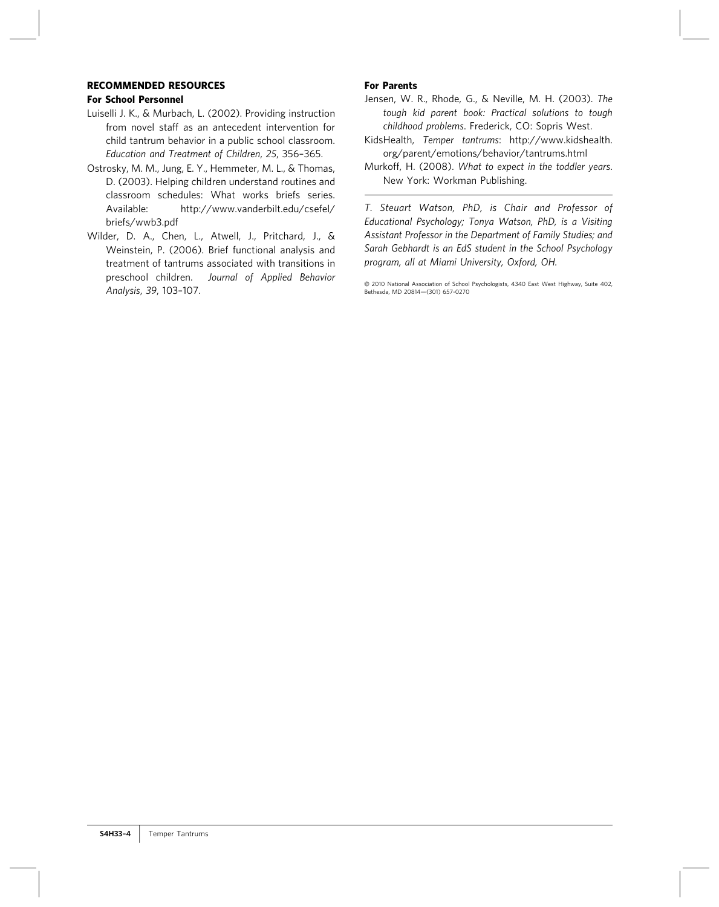## RECOMMENDED RESOURCES

### For School Personnel

Luiselli J. K., & Murbach, L. (2002). Providing instruction from novel staff as an antecedent intervention for child tantrum behavior in a public school classroom. *Education and Treatment of Children*, *25*, 356–365.

Ostrosky, M. M., Jung, E. Y., Hemmeter, M. L., & Thomas, D. (2003). Helping children understand routines and classroom schedules: What works briefs series. Available: http://www.vanderbilt.edu/csefel/briefs/wwb3.pdf

Wilder, D. A., Chen, L., Atwell, J., Pritchard, J., & Weinstein, P. (2006). Brief functional analysis and treatment of tantrums associated with transitions in preschool children. *Journal of Applied Behavior Analysis*, *39*, 103–107.

### For Parents

Jensen, W. R., Rhode, G., & Neville, M. H. (2003). *The tough kid parent book: Practical solutions to tough childhood problems*. Frederick, CO: Sopris West.

KidsHealth, *Temper tantrums*: http://www.kidshealth.org/parent/emotions/behavior/tantrums.html

Murkoff, H. (2008). *What to expect in the toddler years*. New York: Workman Publishing.

---

*T. Steuart Watson, PhD, is Chair and Professor of Educational Psychology; Tonya Watson, PhD, is a Visiting Assistant Professor in the Department of Family Studies; and Sarah Gebhardt is an EdS student in the School Psychology program, all at Miami University, Oxford, OH.*

© 2010 National Association of School Psychologists, 4340 East West Highway, Suite 402, Bethesda, MD 20814—(301) 657-0270